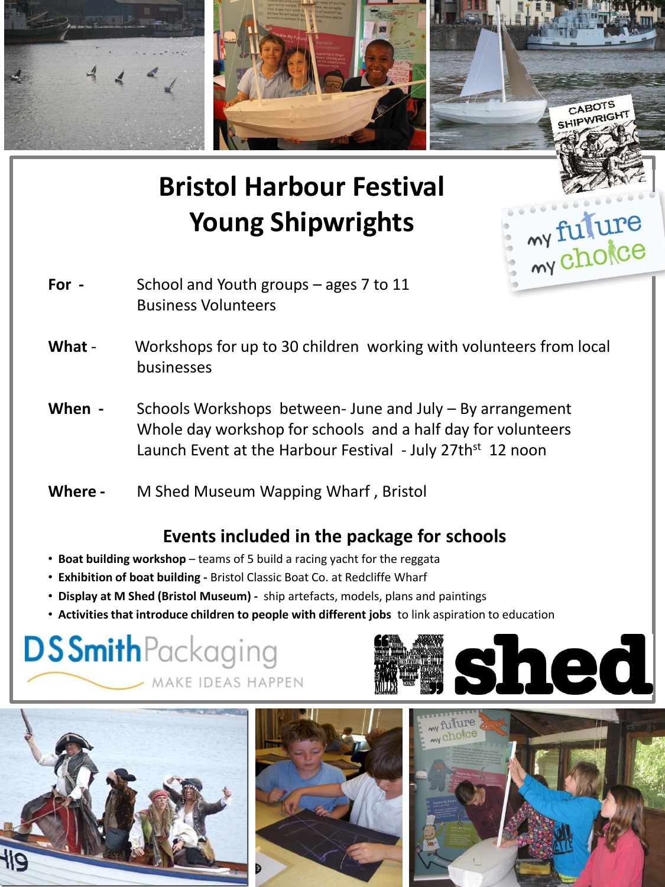# Bristol Harbour Festival Young Shipwrights

**For -** School and Youth groups – ages 7 to 11
Business Volunteers

**What** - Workshops for up to 30 children working with volunteers from local businesses

**When -** Schools Workshops between- June and July – By arrangement
Whole day workshop for schools and a half day for volunteers
Launch Event at the Harbour Festival - July 27th[st] 12 noon

**Where -** M Shed Museum Wapping Wharf , Bristol

## Events included in the package for schools

- **Boat building workshop** – teams of 5 build a racing yacht for the reggata
- **Exhibition of boat building -** Bristol Classic Boat Co. at Redcliffe Wharf
- **Display at M Shed (Bristol Museum) -** ship artefacts, models, plans and paintings
- **Activities that introduce children to people with different jobs** to link aspiration to education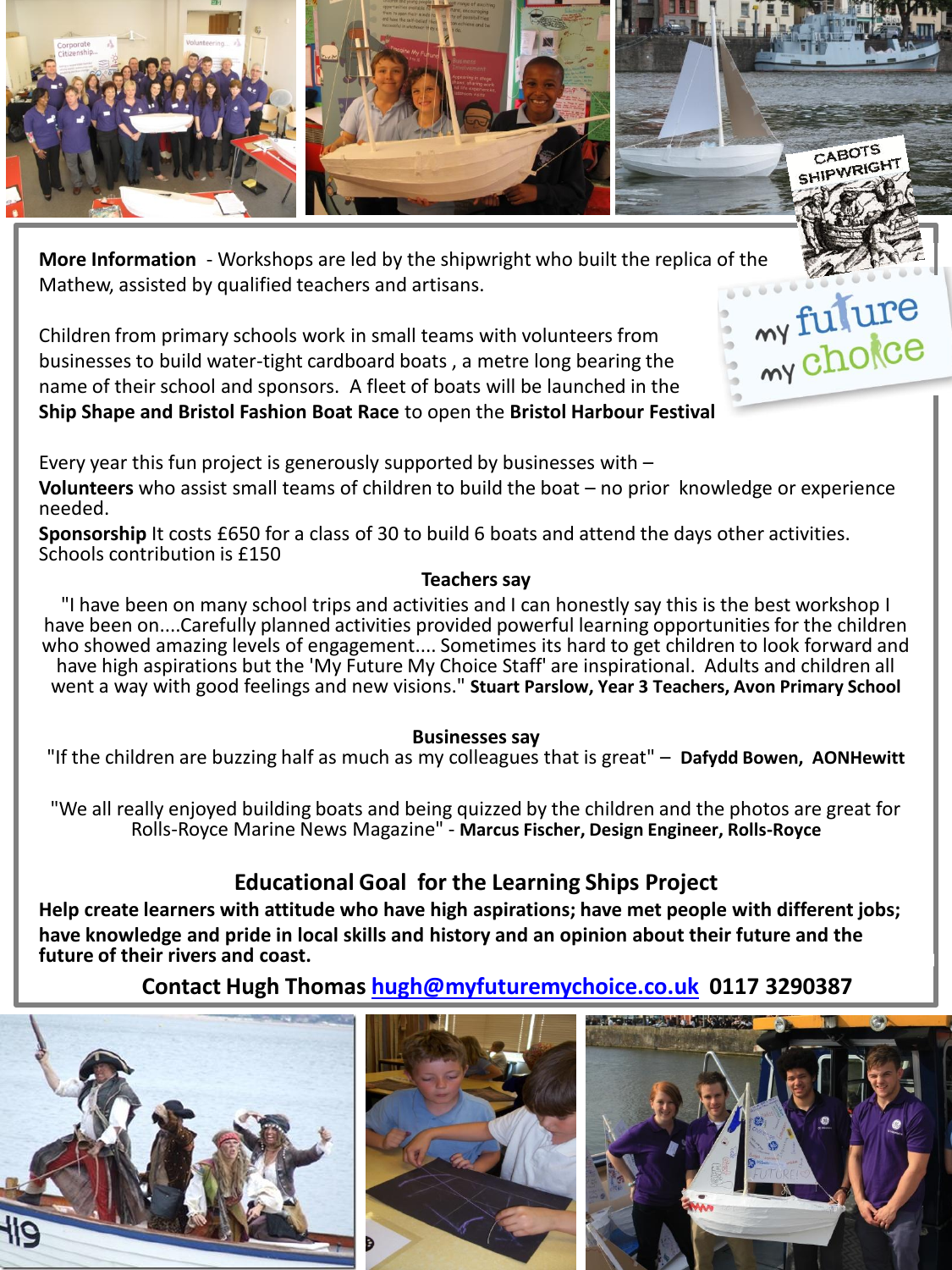**More Information** - Workshops are led by the shipwright who built the replica of the Mathew, assisted by qualified teachers and artisans.

Children from primary schools work in small teams with volunteers from businesses to build water-tight cardboard boats , a metre long bearing the name of their school and sponsors. A fleet of boats will be launched in the **Ship Shape and Bristol Fashion Boat Race** to open the **Bristol Harbour Festival**

Every year this fun project is generously supported by businesses with –

**Volunteers** who assist small teams of children to build the boat – no prior knowledge or experience needed.

**Sponsorship** It costs £650 for a class of 30 to build 6 boats and attend the days other activities. Schools contribution is £150

**Teachers say**

"I have been on many school trips and activities and I can honestly say this is the best workshop I have been on....Carefully planned activities provided powerful learning opportunities for the children who showed amazing levels of engagement.... Sometimes its hard to get children to look forward and have high aspirations but the 'My Future My Choice Staff' are inspirational. Adults and children all went a way with good feelings and new visions." **Stuart Parslow, Year 3 Teachers, Avon Primary School**

**Businesses say**

"If the children are buzzing half as much as my colleagues that is great" – **Dafydd Bowen, AONHewitt**

"We all really enjoyed building boats and being quizzed by the children and the photos are great for Rolls-Royce Marine News Magazine" - **Marcus Fischer, Design Engineer, Rolls-Royce**

## Educational Goal for the Learning Ships Project

**Help create learners with attitude who have high aspirations; have met people with different jobs; have knowledge and pride in local skills and history and an opinion about their future and the future of their rivers and coast.**

**Contact Hugh Thomas [hugh@myfuturemychoice.co.uk](mailto:hugh@myfuturemychoice.co.uk) 0117 3290387**